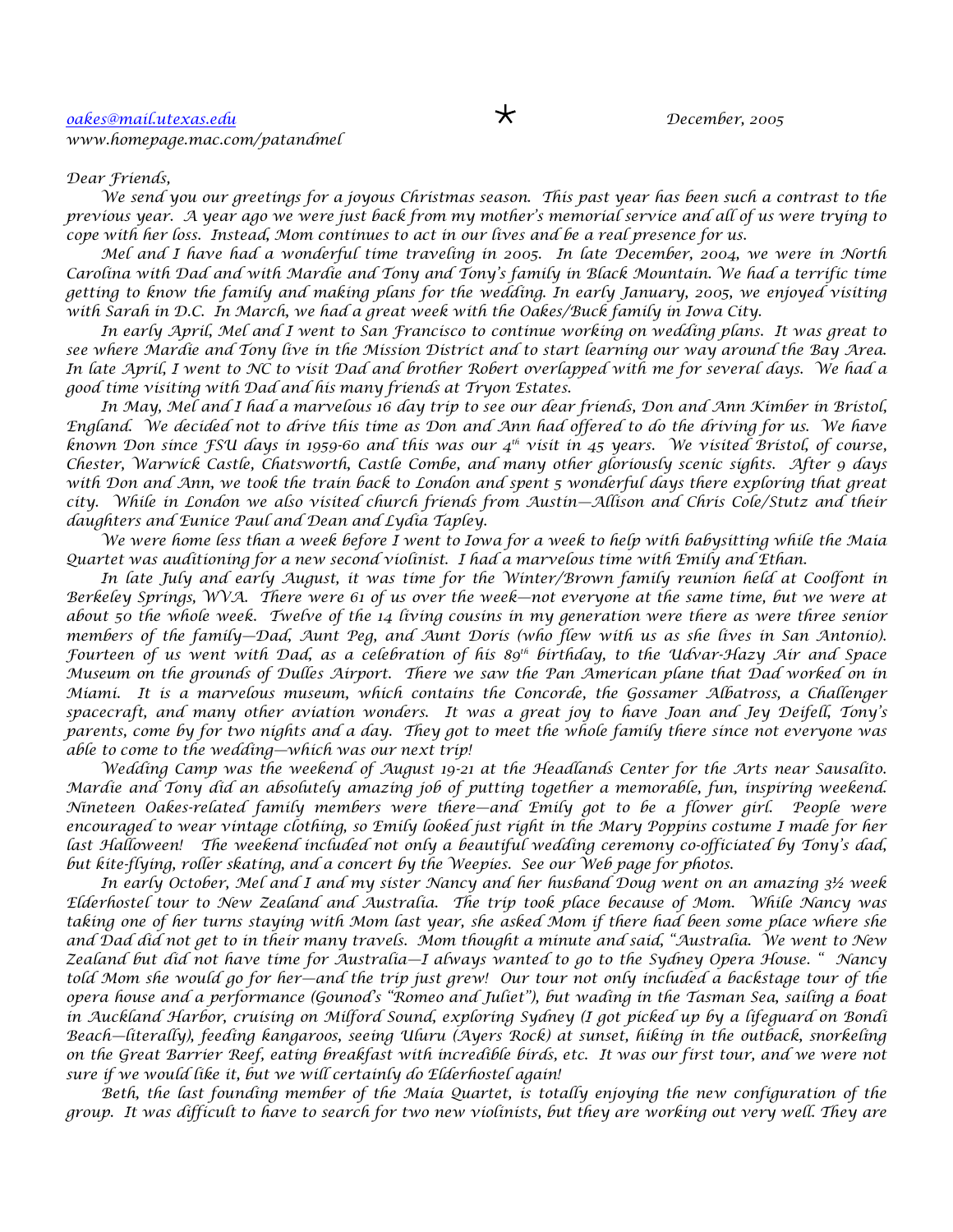oakes@mail.utexas.edu * December, 2005
www.homepage.mac.com/patandmel

Dear Friends,

We send you our greetings for a joyous Christmas season. This past year has been such a contrast to the previous year. A year ago we were just back from my mother's memorial service and all of us were trying to cope with her loss. Instead, Mom continues to act in our lives and be a real presence for us.

Mel and I have had a wonderful time traveling in 2005. In late December, 2004, we were in North Carolina with Dad and with Mardie and Tony and Tony's family in Black Mountain. We had a terrific time getting to know the family and making plans for the wedding. In early January, 2005, we enjoyed visiting with Sarah in D.C. In March, we had a great week with the Oakes/Buck family in Iowa City.

In early April, Mel and I went to San Francisco to continue working on wedding plans. It was great to see where Mardie and Tony live in the Mission District and to start learning our way around the Bay Area. In late April, I went to NC to visit Dad and brother Robert overlapped with me for several days. We had a good time visiting with Dad and his many friends at Tryon Estates.

In May, Mel and I had a marvelous 16 day trip to see our dear friends, Don and Ann Kimber in Bristol, England. We decided not to drive this time as Don and Ann had offered to do the driving for us. We have known Don since FSU days in 1959-60 and this was our 4th visit in 45 years. We visited Bristol, of course, Chester, Warwick Castle, Chatsworth, Castle Combe, and many other gloriously scenic sights. After 9 days with Don and Ann, we took the train back to London and spent 5 wonderful days there exploring that great city. While in London we also visited church friends from Austin—Allison and Chris Cole/Stutz and their daughters and Eunice Paul and Dean and Lydia Tapley.

We were home less than a week before I went to Iowa for a week to help with babysitting while the Maia Quartet was auditioning for a new second violinist. I had a marvelous time with Emily and Ethan.

In late July and early August, it was time for the Winter/Brown family reunion held at Coolfont in Berkeley Springs, WVA. There were 61 of us over the week—not everyone at the same time, but we were at about 50 the whole week. Twelve of the 14 living cousins in my generation were there as were three senior members of the family—Dad, Aunt Peg, and Aunt Doris (who flew with us as she lives in San Antonio). Fourteen of us went with Dad, as a celebration of his 89th birthday, to the Udvar-Hazy Air and Space Museum on the grounds of Dulles Airport. There we saw the Pan American plane that Dad worked on in Miami. It is a marvelous museum, which contains the Concorde, the Gossamer Albatross, a Challenger spacecraft, and many other aviation wonders. It was a great joy to have Joan and Jey Deifell, Tony's parents, come by for two nights and a day. They got to meet the whole family there since not everyone was able to come to the wedding—which was our next trip!

Wedding Camp was the weekend of August 19-21 at the Headlands Center for the Arts near Sausalito. Mardie and Tony did an absolutely amazing job of putting together a memorable, fun, inspiring weekend. Nineteen Oakes-related family members were there—and Emily got to be a flower girl. People were encouraged to wear vintage clothing, so Emily looked just right in the Mary Poppins costume I made for her last Halloween! The weekend included not only a beautiful wedding ceremony co-officiated by Tony's dad, but kite-flying, roller skating, and a concert by the Weepies. See our Web page for photos.

In early October, Mel and I and my sister Nancy and her husband Doug went on an amazing 3½ week Elderhostel tour to New Zealand and Australia. The trip took place because of Mom. While Nancy was taking one of her turns staying with Mom last year, she asked Mom if there had been some place where she and Dad did not get to in their many travels. Mom thought a minute and said, "Australia. We went to New Zealand but did not have time for Australia—I always wanted to go to the Sydney Opera House. " Nancy told Mom she would go for her—and the trip just grew! Our tour not only included a backstage tour of the opera house and a performance (Gounod's "Romeo and Juliet"), but wading in the Tasman Sea, sailing a boat in Auckland Harbor, cruising on Milford Sound, exploring Sydney (I got picked up by a lifeguard on Bondi Beach—literally), feeding kangaroos, seeing Uluru (Ayers Rock) at sunset, hiking in the outback, snorkeling on the Great Barrier Reef, eating breakfast with incredible birds, etc. It was our first tour, and we were not sure if we would like it, but we will certainly do Elderhostel again!

Beth, the last founding member of the Maia Quartet, is totally enjoying the new configuration of the group. It was difficult to have to search for two new violinists, but they are working out very well. They are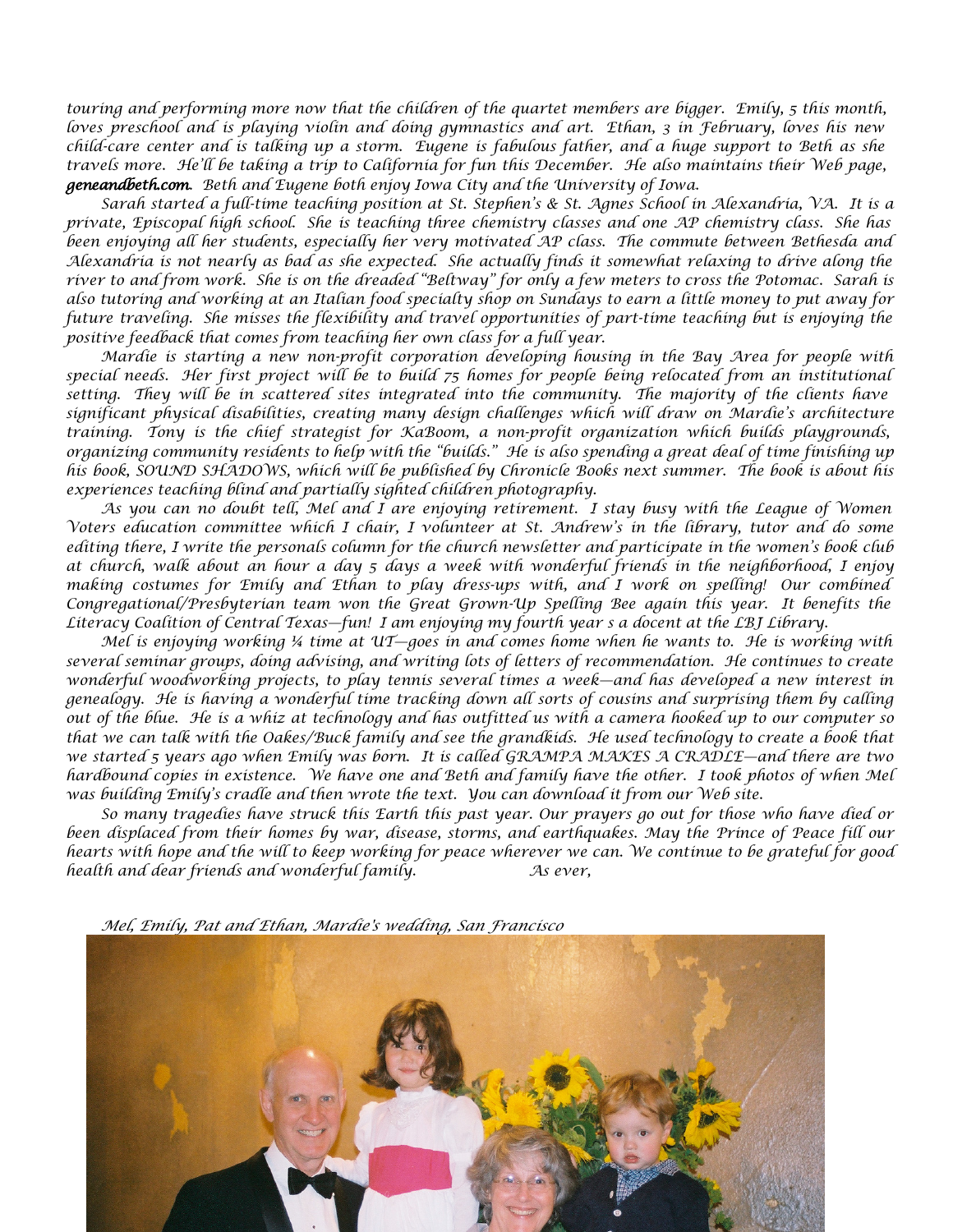*touring and performing more now that the children of the quartet members are bigger. Emily, 5 this month, loves preschool and is playing violin and doing gymnastics and art. Ethan, 3 in February, loves his new child-care center and is talking up a storm. Eugene is fabulous father, and a huge support to Beth as she travels more. He'll be taking a trip to California for fun this December. He also maintains their Web page,* ***geneandbeth.com****. Beth and Eugene both enjoy Iowa City and the University of Iowa.*

*Sarah started a full-time teaching position at St. Stephen's & St. Agnes School in Alexandria, VA. It is a private, Episcopal high school. She is teaching three chemistry classes and one AP chemistry class. She has been enjoying all her students, especially her very motivated AP class. The commute between Bethesda and Alexandria is not nearly as bad as she expected. She actually finds it somewhat relaxing to drive along the river to and from work. She is on the dreaded "Beltway" for only a few meters to cross the Potomac. Sarah is also tutoring and working at an Italian food specialty shop on Sundays to earn a little money to put away for future traveling. She misses the flexibility and travel opportunities of part-time teaching but is enjoying the positive feedback that comes from teaching her own class for a full year.*

*Mardie is starting a new non-profit corporation developing housing in the Bay Area for people with special needs. Her first project will be to build 75 homes for people being relocated from an institutional setting. They will be in scattered sites integrated into the community. The majority of the clients have significant physical disabilities, creating many design challenges which will draw on Mardie's architecture training. Tony is the chief strategist for KaBoom, a non-profit organization which builds playgrounds, organizing community residents to help with the "builds." He is also spending a great deal of time finishing up his book, SOUND SHADOWS, which will be published by Chronicle Books next summer. The book is about his experiences teaching blind and partially sighted children photography.*

*As you can no doubt tell, Mel and I are enjoying retirement. I stay busy with the League of Women Voters education committee which I chair, I volunteer at St. Andrew's in the library, tutor and do some editing there, I write the personals column for the church newsletter and participate in the women's book club at church, walk about an hour a day 5 days a week with wonderful friends in the neighborhood, I enjoy making costumes for Emily and Ethan to play dress-ups with, and I work on spelling! Our combined Congregational/Presbyterian team won the Great Grown-Up Spelling Bee again this year. It benefits the Literacy Coalition of Central Texas—fun! I am enjoying my fourth year s a docent at the LBJ Library.*

*Mel is enjoying working ¼ time at UT—goes in and comes home when he wants to. He is working with several seminar groups, doing advising, and writing lots of letters of recommendation. He continues to create wonderful woodworking projects, to play tennis several times a week—and has developed a new interest in genealogy. He is having a wonderful time tracking down all sorts of cousins and surprising them by calling out of the blue. He is a whiz at technology and has outfitted us with a camera hooked up to our computer so that we can talk with the Oakes/Buck family and see the grandkids. He used technology to create a book that we started 5 years ago when Emily was born. It is called GRAMPA MAKES A CRADLE—and there are two hardbound copies in existence. We have one and Beth and family have the other. I took photos of when Mel was building Emily's cradle and then wrote the text. You can download it from our Web site.*

*So many tragedies have struck this Earth this past year. Our prayers go out for those who have died or been displaced from their homes by war, disease, storms, and earthquakes. May the Prince of Peace fill our hearts with hope and the will to keep working for peace wherever we can. We continue to be grateful for good health and dear friends and wonderful family.* *As ever,*

*Mel, Emily, Pat and Ethan, Mardie's wedding, San Francisco*